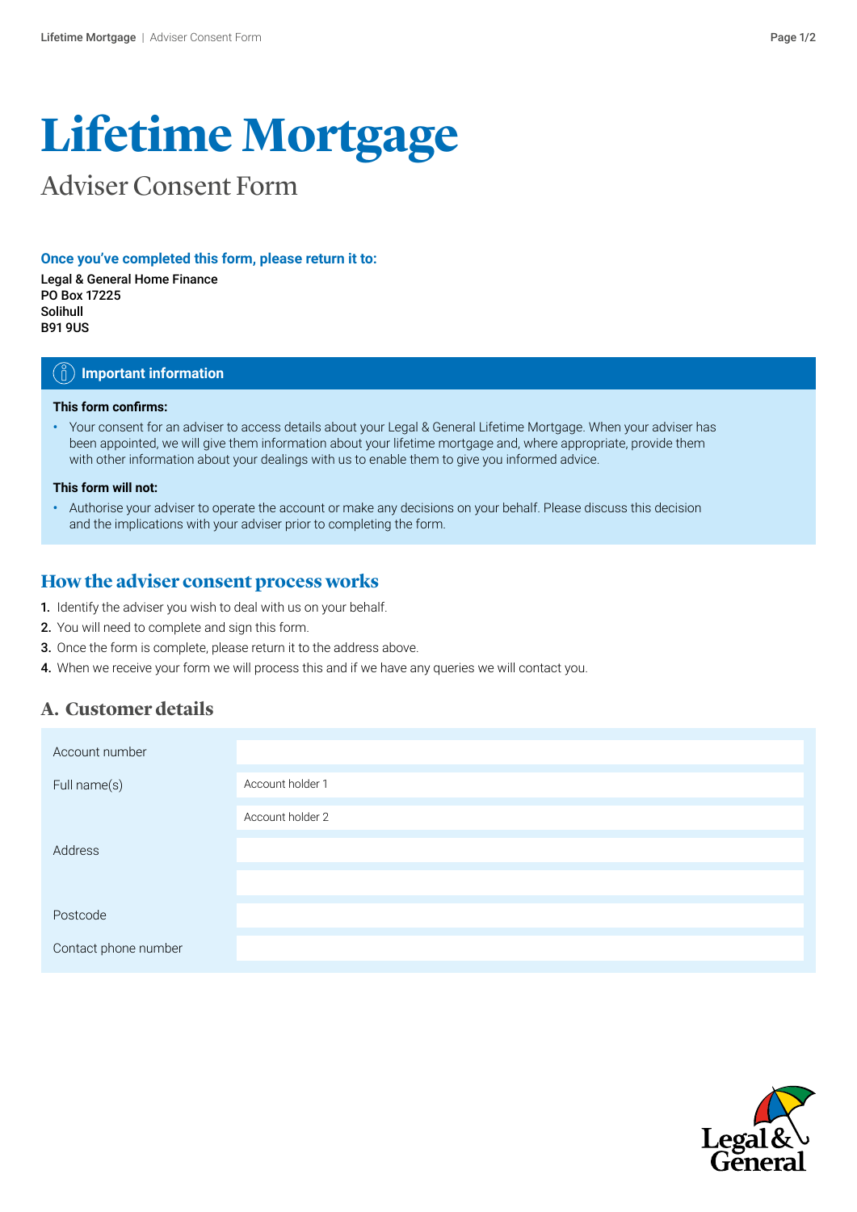# Lifetime Mortgage

## Adviser Consent Form

**Once you've completed this form, please return it to:**

**Legal & General Home Finance**
**PO Box 17225**
**Solihull**
**B91 9US**

### Important information

**This form confirms:**

- Your consent for an adviser to access details about your Legal & General Lifetime Mortgage. When your adviser has been appointed, we will give them information about your lifetime mortgage and, where appropriate, provide them with other information about your dealings with us to enable them to give you informed advice.

**This form will not:**

- Authorise your adviser to operate the account or make any decisions on your behalf. Please discuss this decision and the implications with your adviser prior to completing the form.

## How the adviser consent process works

1. Identify the adviser you wish to deal with us on your behalf.
2. You will need to complete and sign this form.
3. Once the form is complete, please return it to the address above.
4. When we receive your form we will process this and if we have any queries we will contact you.

## A. Customer details

| | |
|---|---|
| Account number | |
| Full name(s) | Account holder 1 |
| | Account holder 2 |
| Address | |
| | |
| Postcode | |
| Contact phone number | |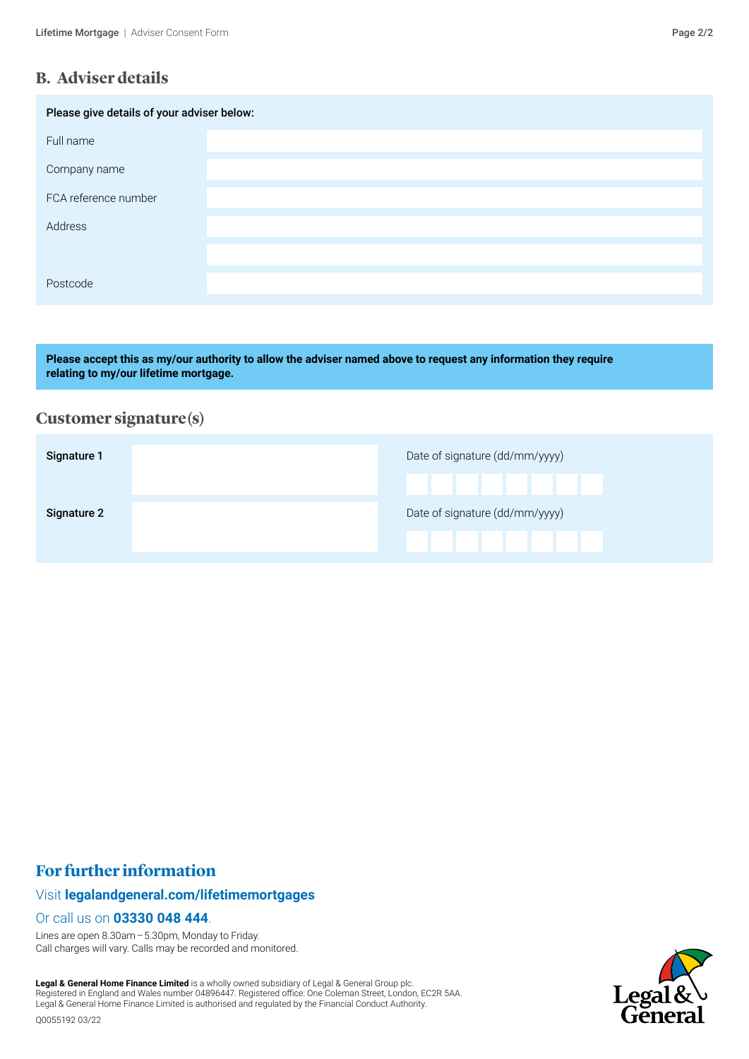## B. Adviser details

Please give details of your adviser below:

| | |
|---|---|
| Full name | |
| Company name | |
| FCA reference number | |
| Address | |
| | |
| Postcode | |

**Please accept this as my/our authority to allow the adviser named above to request any information they require relating to my/our lifetime mortgage.**

## Customer signature(s)

| | | |
|---|---|---|
| **Signature 1** | | Date of signature (dd/mm/yyyy) |
| **Signature 2** | | Date of signature (dd/mm/yyyy) |

## For further information

Visit **legalandgeneral.com/lifetimemortgages**

Or call us on **03330 048 444**.

Lines are open 8.30am – 5.30pm, Monday to Friday.
Call charges will vary. Calls may be recorded and monitored.

**Legal & General Home Finance Limited** is a wholly owned subsidiary of Legal & General Group plc.
Registered in England and Wales number 04896447. Registered office: One Coleman Street, London, EC2R 5AA.
Legal & General Home Finance Limited is authorised and regulated by the Financial Conduct Authority.

Q0055192 03/22

Legal & General